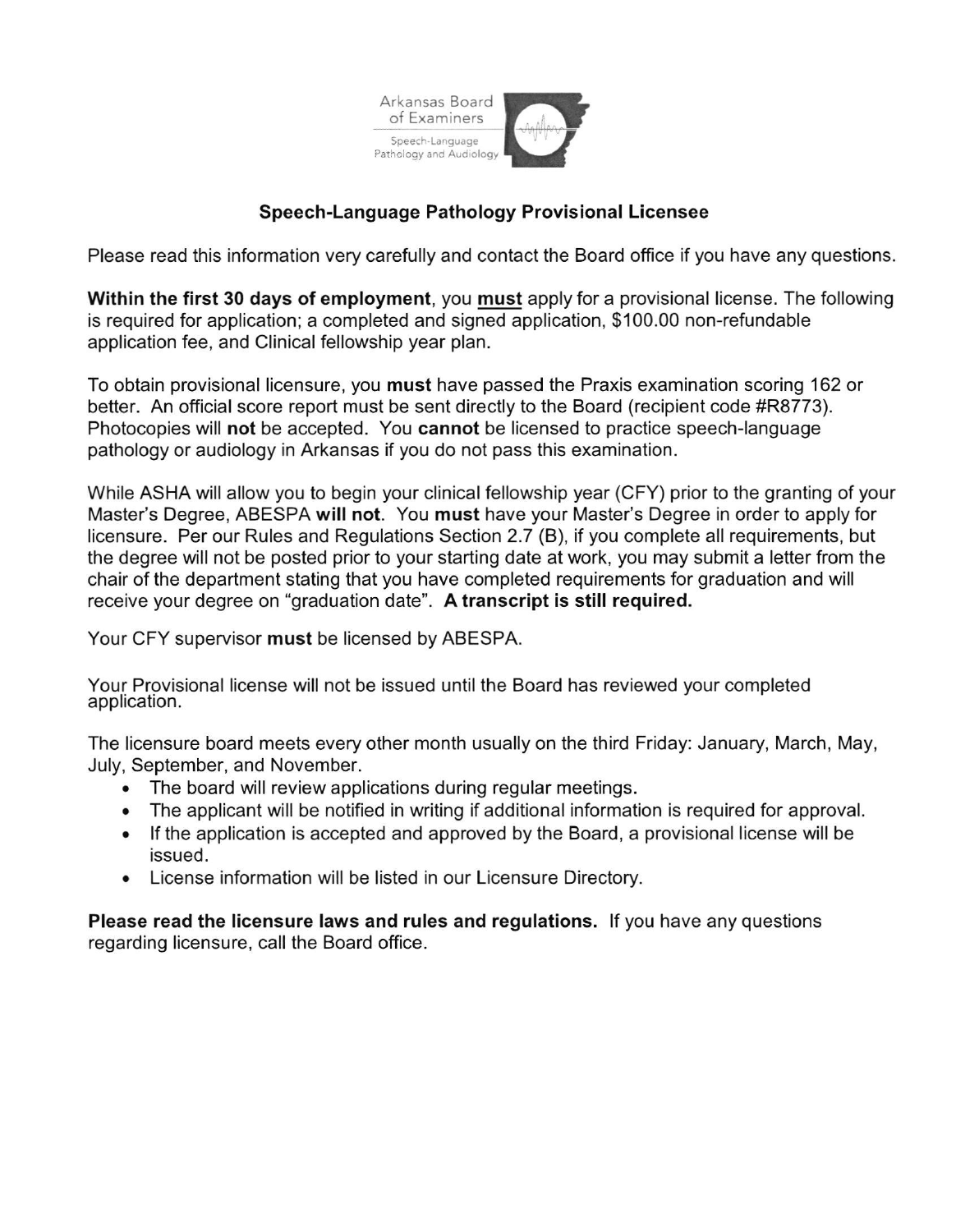Arkansas Board of Examiners

Speech-Language Pathology and Audiology

## Speech-Language Pathology Provisional Licensee

Please read this information very carefully and contact the Board office if you have any questions.

**Within the first 30 days of employment**, you **must** apply for a provisional license. The following is required for application; a completed and signed application, $100.00 non-refundable application fee, and Clinical fellowship year plan.

To obtain provisional licensure, you **must** have passed the Praxis examination scoring 162 or better. An official score report must be sent directly to the Board (recipient code #R8773). Photocopies will **not** be accepted. You **cannot** be licensed to practice speech-language pathology or audiology in Arkansas if you do not pass this examination.

While ASHA will allow you to begin your clinical fellowship year (CFY) prior to the granting of your Master's Degree, ABESPA **will not**. You **must** have your Master's Degree in order to apply for licensure. Per our Rules and Regulations Section 2.7 (B), if you complete all requirements, but the degree will not be posted prior to your starting date at work, you may submit a letter from the chair of the department stating that you have completed requirements for graduation and will receive your degree on "graduation date". **A transcript is still required.**

Your CFY supervisor **must** be licensed by ABESPA.

Your Provisional license will not be issued until the Board has reviewed your completed application.

The licensure board meets every other month usually on the third Friday: January, March, May, July, September, and November.

- The board will review applications during regular meetings.
- The applicant will be notified in writing if additional information is required for approval.
- If the application is accepted and approved by the Board, a provisional license will be issued.
- License information will be listed in our Licensure Directory.

**Please read the licensure laws and rules and regulations.** If you have any questions regarding licensure, call the Board office.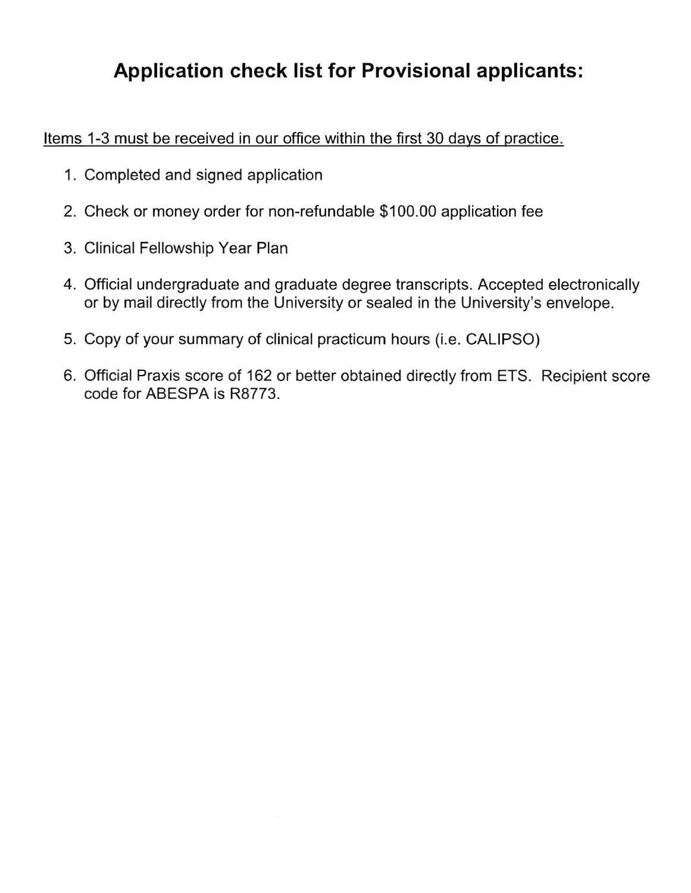# Application check list for Provisional applicants:

Items 1-3 must be received in our office within the first 30 days of practice.

1. Completed and signed application
2. Check or money order for non-refundable $100.00 application fee
3. Clinical Fellowship Year Plan
4. Official undergraduate and graduate degree transcripts. Accepted electronically or by mail directly from the University or sealed in the University's envelope.
5. Copy of your summary of clinical practicum hours (i.e. CALIPSO)
6. Official Praxis score of 162 or better obtained directly from ETS. Recipient score code for ABESPA is R8773.